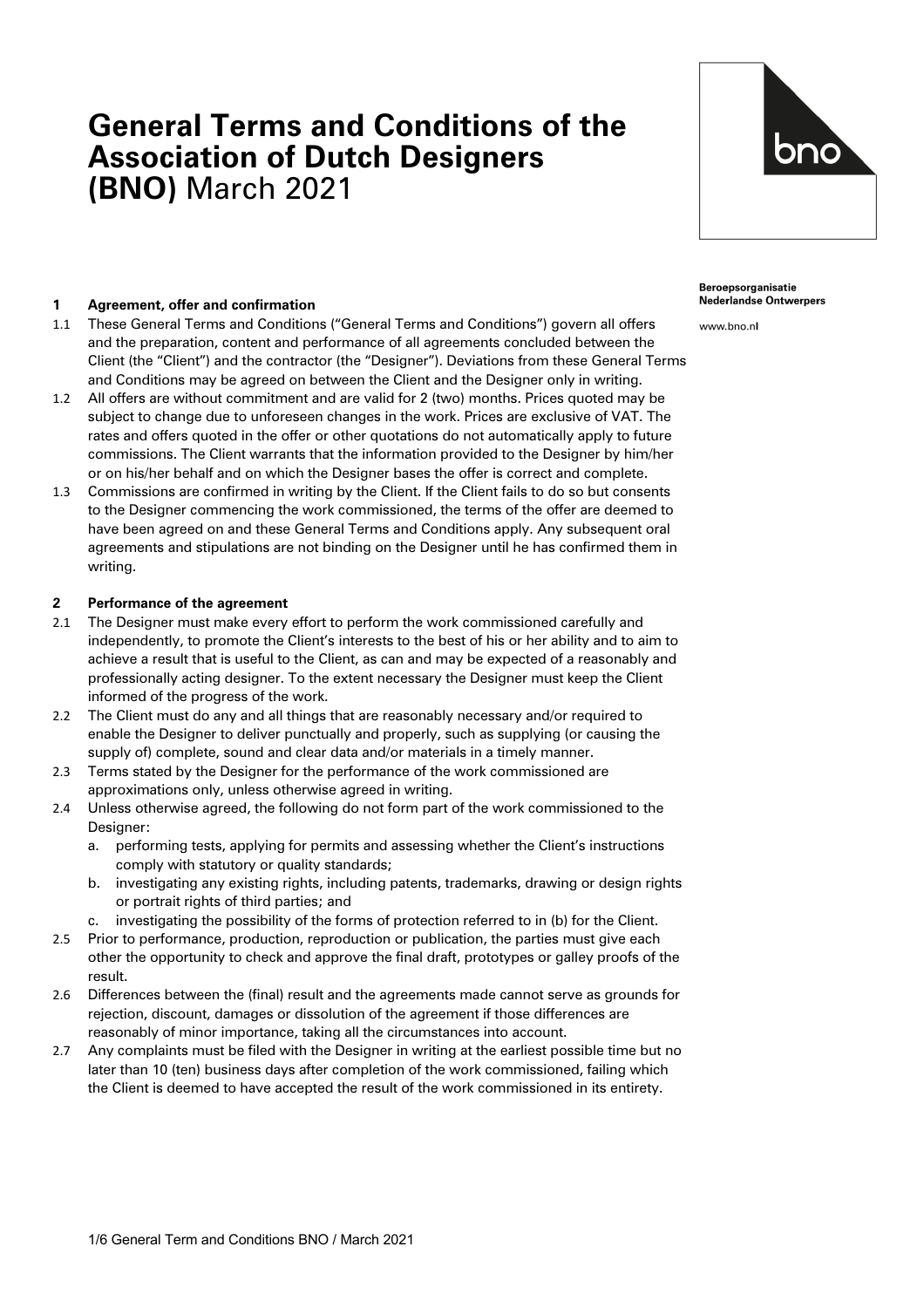# General Terms and Conditions of the Association of Dutch Designers (BNO) March 2021

**Beroepsorganisatie Nederlandse Ontwerpers**

www.bno.nl

### 1 Agreement, offer and confirmation

1.1 These General Terms and Conditions ("General Terms and Conditions") govern all offers and the preparation, content and performance of all agreements concluded between the Client (the "Client") and the contractor (the "Designer"). Deviations from these General Terms and Conditions may be agreed on between the Client and the Designer only in writing.

1.2 All offers are without commitment and are valid for 2 (two) months. Prices quoted may be subject to change due to unforeseen changes in the work. Prices are exclusive of VAT. The rates and offers quoted in the offer or other quotations do not automatically apply to future commissions. The Client warrants that the information provided to the Designer by him/her or on his/her behalf and on which the Designer bases the offer is correct and complete.

1.3 Commissions are confirmed in writing by the Client. If the Client fails to do so but consents to the Designer commencing the work commissioned, the terms of the offer are deemed to have been agreed on and these General Terms and Conditions apply. Any subsequent oral agreements and stipulations are not binding on the Designer until he has confirmed them in writing.

### 2 Performance of the agreement

2.1 The Designer must make every effort to perform the work commissioned carefully and independently, to promote the Client's interests to the best of his or her ability and to aim to achieve a result that is useful to the Client, as can and may be expected of a reasonably and professionally acting designer. To the extent necessary the Designer must keep the Client informed of the progress of the work.

2.2 The Client must do any and all things that are reasonably necessary and/or required to enable the Designer to deliver punctually and properly, such as supplying (or causing the supply of) complete, sound and clear data and/or materials in a timely manner.

2.3 Terms stated by the Designer for the performance of the work commissioned are approximations only, unless otherwise agreed in writing.

2.4 Unless otherwise agreed, the following do not form part of the work commissioned to the Designer:

a. performing tests, applying for permits and assessing whether the Client's instructions comply with statutory or quality standards;

b. investigating any existing rights, including patents, trademarks, drawing or design rights or portrait rights of third parties; and

c. investigating the possibility of the forms of protection referred to in (b) for the Client.

2.5 Prior to performance, production, reproduction or publication, the parties must give each other the opportunity to check and approve the final draft, prototypes or galley proofs of the result.

2.6 Differences between the (final) result and the agreements made cannot serve as grounds for rejection, discount, damages or dissolution of the agreement if those differences are reasonably of minor importance, taking all the circumstances into account.

2.7 Any complaints must be filed with the Designer in writing at the earliest possible time but no later than 10 (ten) business days after completion of the work commissioned, failing which the Client is deemed to have accepted the result of the work commissioned in its entirety.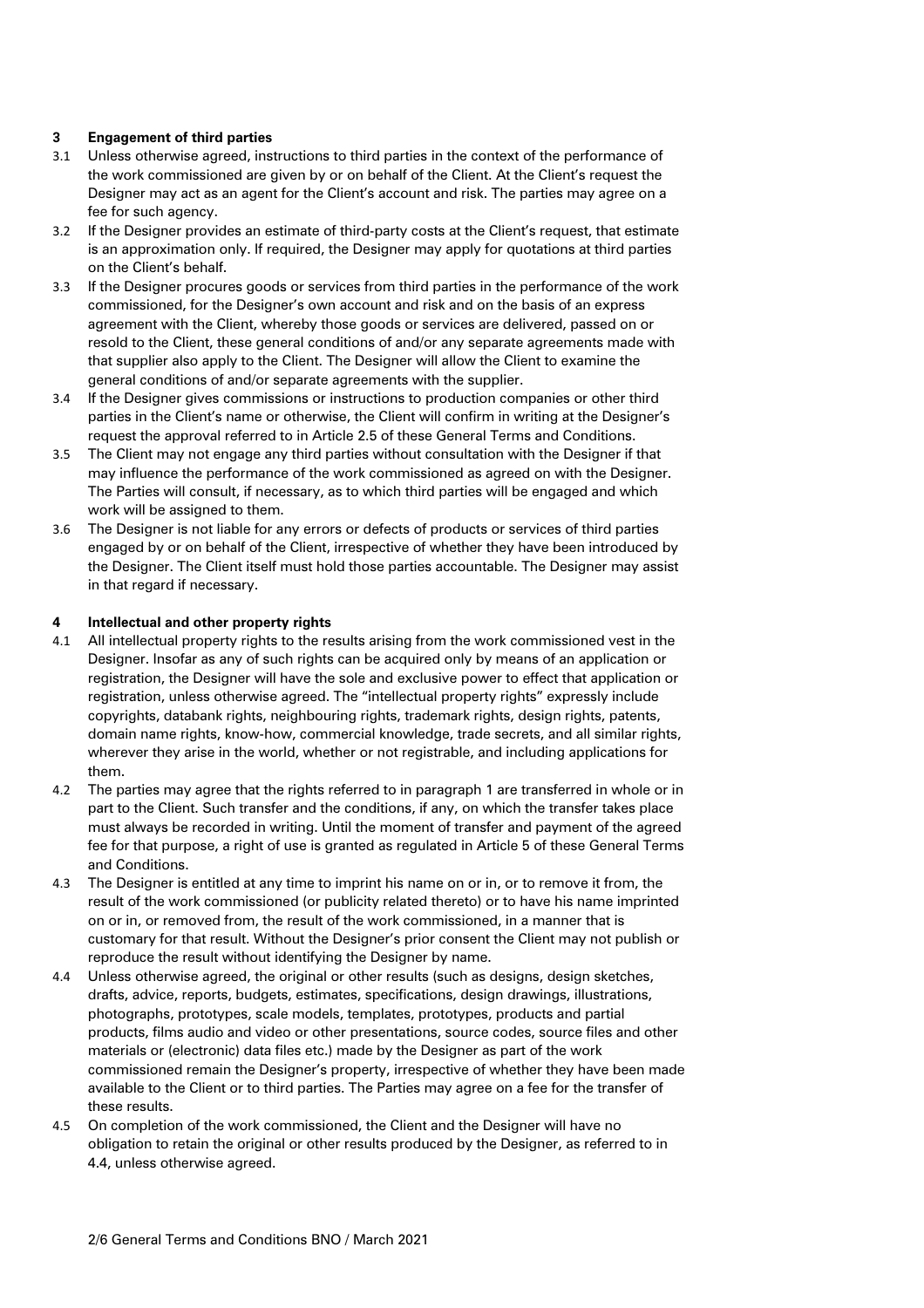## 3 Engagement of third parties

3.1 Unless otherwise agreed, instructions to third parties in the context of the performance of the work commissioned are given by or on behalf of the Client. At the Client's request the Designer may act as an agent for the Client's account and risk. The parties may agree on a fee for such agency.

3.2 If the Designer provides an estimate of third-party costs at the Client's request, that estimate is an approximation only. If required, the Designer may apply for quotations at third parties on the Client's behalf.

3.3 If the Designer procures goods or services from third parties in the performance of the work commissioned, for the Designer's own account and risk and on the basis of an express agreement with the Client, whereby those goods or services are delivered, passed on or resold to the Client, these general conditions of and/or any separate agreements made with that supplier also apply to the Client. The Designer will allow the Client to examine the general conditions of and/or separate agreements with the supplier.

3.4 If the Designer gives commissions or instructions to production companies or other third parties in the Client's name or otherwise, the Client will confirm in writing at the Designer's request the approval referred to in Article 2.5 of these General Terms and Conditions.

3.5 The Client may not engage any third parties without consultation with the Designer if that may influence the performance of the work commissioned as agreed on with the Designer. The Parties will consult, if necessary, as to which third parties will be engaged and which work will be assigned to them.

3.6 The Designer is not liable for any errors or defects of products or services of third parties engaged by or on behalf of the Client, irrespective of whether they have been introduced by the Designer. The Client itself must hold those parties accountable. The Designer may assist in that regard if necessary.

## 4 Intellectual and other property rights

4.1 All intellectual property rights to the results arising from the work commissioned vest in the Designer. Insofar as any of such rights can be acquired only by means of an application or registration, the Designer will have the sole and exclusive power to effect that application or registration, unless otherwise agreed. The "intellectual property rights" expressly include copyrights, databank rights, neighbouring rights, trademark rights, design rights, patents, domain name rights, know-how, commercial knowledge, trade secrets, and all similar rights, wherever they arise in the world, whether or not registrable, and including applications for them.

4.2 The parties may agree that the rights referred to in paragraph 1 are transferred in whole or in part to the Client. Such transfer and the conditions, if any, on which the transfer takes place must always be recorded in writing. Until the moment of transfer and payment of the agreed fee for that purpose, a right of use is granted as regulated in Article 5 of these General Terms and Conditions.

4.3 The Designer is entitled at any time to imprint his name on or in, or to remove it from, the result of the work commissioned (or publicity related thereto) or to have his name imprinted on or in, or removed from, the result of the work commissioned, in a manner that is customary for that result. Without the Designer's prior consent the Client may not publish or reproduce the result without identifying the Designer by name.

4.4 Unless otherwise agreed, the original or other results (such as designs, design sketches, drafts, advice, reports, budgets, estimates, specifications, design drawings, illustrations, photographs, prototypes, scale models, templates, prototypes, products and partial products, films audio and video or other presentations, source codes, source files and other materials or (electronic) data files etc.) made by the Designer as part of the work commissioned remain the Designer's property, irrespective of whether they have been made available to the Client or to third parties. The Parties may agree on a fee for the transfer of these results.

4.5 On completion of the work commissioned, the Client and the Designer will have no obligation to retain the original or other results produced by the Designer, as referred to in 4.4, unless otherwise agreed.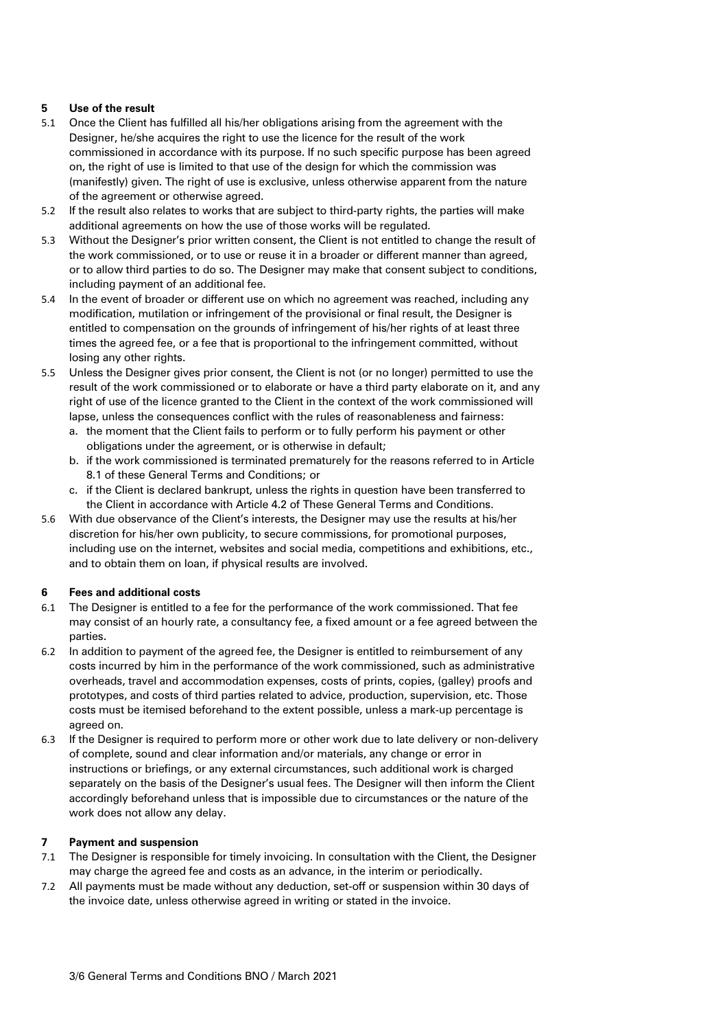## 5 Use of the result

5.1 Once the Client has fulfilled all his/her obligations arising from the agreement with the Designer, he/she acquires the right to use the licence for the result of the work commissioned in accordance with its purpose. If no such specific purpose has been agreed on, the right of use is limited to that use of the design for which the commission was (manifestly) given. The right of use is exclusive, unless otherwise apparent from the nature of the agreement or otherwise agreed.

5.2 If the result also relates to works that are subject to third-party rights, the parties will make additional agreements on how the use of those works will be regulated.

5.3 Without the Designer's prior written consent, the Client is not entitled to change the result of the work commissioned, or to use or reuse it in a broader or different manner than agreed, or to allow third parties to do so. The Designer may make that consent subject to conditions, including payment of an additional fee.

5.4 In the event of broader or different use on which no agreement was reached, including any modification, mutilation or infringement of the provisional or final result, the Designer is entitled to compensation on the grounds of infringement of his/her rights of at least three times the agreed fee, or a fee that is proportional to the infringement committed, without losing any other rights.

5.5 Unless the Designer gives prior consent, the Client is not (or no longer) permitted to use the result of the work commissioned or to elaborate or have a third party elaborate on it, and any right of use of the licence granted to the Client in the context of the work commissioned will lapse, unless the consequences conflict with the rules of reasonableness and fairness:

a. the moment that the Client fails to perform or to fully perform his payment or other obligations under the agreement, or is otherwise in default;
b. if the work commissioned is terminated prematurely for the reasons referred to in Article 8.1 of these General Terms and Conditions; or
c. if the Client is declared bankrupt, unless the rights in question have been transferred to the Client in accordance with Article 4.2 of These General Terms and Conditions.

5.6 With due observance of the Client's interests, the Designer may use the results at his/her discretion for his/her own publicity, to secure commissions, for promotional purposes, including use on the internet, websites and social media, competitions and exhibitions, etc., and to obtain them on loan, if physical results are involved.

## 6 Fees and additional costs

6.1 The Designer is entitled to a fee for the performance of the work commissioned. That fee may consist of an hourly rate, a consultancy fee, a fixed amount or a fee agreed between the parties.

6.2 In addition to payment of the agreed fee, the Designer is entitled to reimbursement of any costs incurred by him in the performance of the work commissioned, such as administrative overheads, travel and accommodation expenses, costs of prints, copies, (galley) proofs and prototypes, and costs of third parties related to advice, production, supervision, etc. Those costs must be itemised beforehand to the extent possible, unless a mark-up percentage is agreed on.

6.3 If the Designer is required to perform more or other work due to late delivery or non-delivery of complete, sound and clear information and/or materials, any change or error in instructions or briefings, or any external circumstances, such additional work is charged separately on the basis of the Designer's usual fees. The Designer will then inform the Client accordingly beforehand unless that is impossible due to circumstances or the nature of the work does not allow any delay.

## 7 Payment and suspension

7.1 The Designer is responsible for timely invoicing. In consultation with the Client, the Designer may charge the agreed fee and costs as an advance, in the interim or periodically.

7.2 All payments must be made without any deduction, set-off or suspension within 30 days of the invoice date, unless otherwise agreed in writing or stated in the invoice.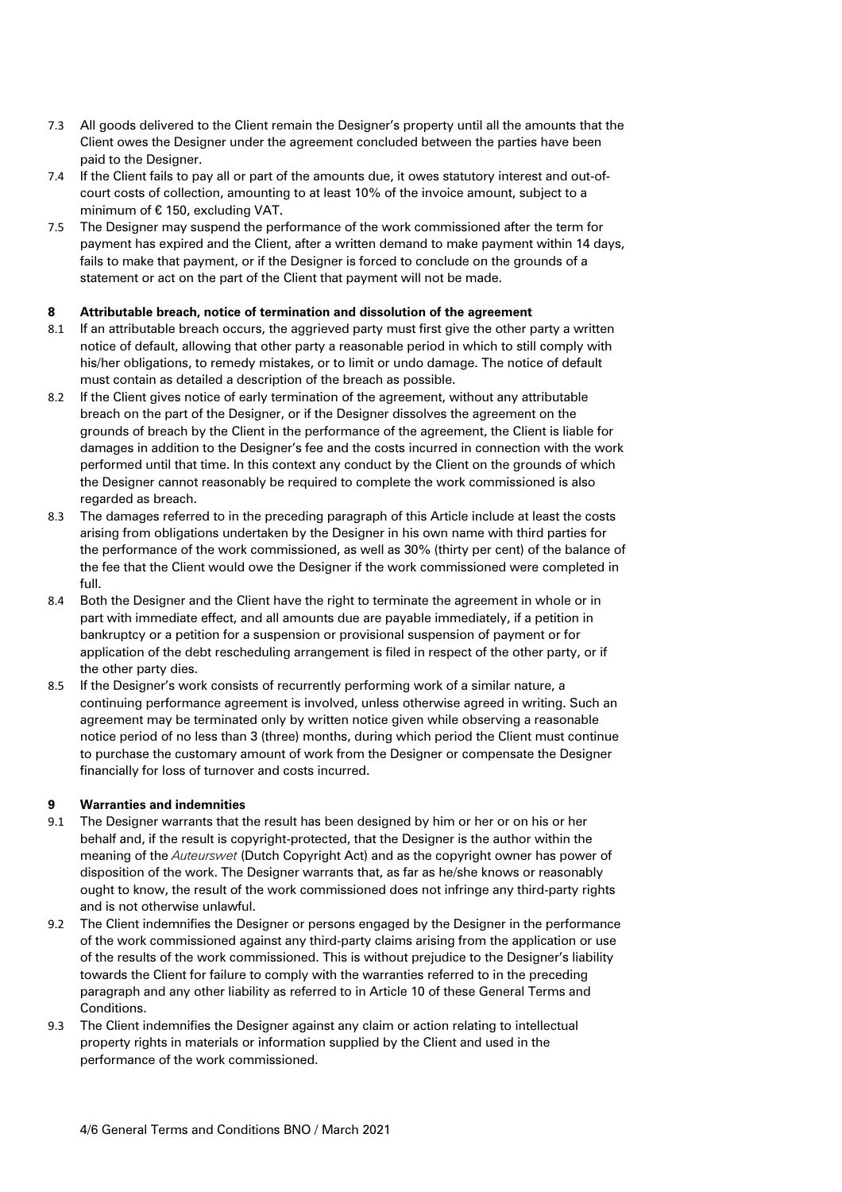7.3 All goods delivered to the Client remain the Designer's property until all the amounts that the Client owes the Designer under the agreement concluded between the parties have been paid to the Designer.

7.4 If the Client fails to pay all or part of the amounts due, it owes statutory interest and out-of-court costs of collection, amounting to at least 10% of the invoice amount, subject to a minimum of € 150, excluding VAT.

7.5 The Designer may suspend the performance of the work commissioned after the term for payment has expired and the Client, after a written demand to make payment within 14 days, fails to make that payment, or if the Designer is forced to conclude on the grounds of a statement or act on the part of the Client that payment will not be made.

## 8 Attributable breach, notice of termination and dissolution of the agreement

8.1 If an attributable breach occurs, the aggrieved party must first give the other party a written notice of default, allowing that other party a reasonable period in which to still comply with his/her obligations, to remedy mistakes, or to limit or undo damage. The notice of default must contain as detailed a description of the breach as possible.

8.2 If the Client gives notice of early termination of the agreement, without any attributable breach on the part of the Designer, or if the Designer dissolves the agreement on the grounds of breach by the Client in the performance of the agreement, the Client is liable for damages in addition to the Designer's fee and the costs incurred in connection with the work performed until that time. In this context any conduct by the Client on the grounds of which the Designer cannot reasonably be required to complete the work commissioned is also regarded as breach.

8.3 The damages referred to in the preceding paragraph of this Article include at least the costs arising from obligations undertaken by the Designer in his own name with third parties for the performance of the work commissioned, as well as 30% (thirty per cent) of the balance of the fee that the Client would owe the Designer if the work commissioned were completed in full.

8.4 Both the Designer and the Client have the right to terminate the agreement in whole or in part with immediate effect, and all amounts due are payable immediately, if a petition in bankruptcy or a petition for a suspension or provisional suspension of payment or for application of the debt rescheduling arrangement is filed in respect of the other party, or if the other party dies.

8.5 If the Designer's work consists of recurrently performing work of a similar nature, a continuing performance agreement is involved, unless otherwise agreed in writing. Such an agreement may be terminated only by written notice given while observing a reasonable notice period of no less than 3 (three) months, during which period the Client must continue to purchase the customary amount of work from the Designer or compensate the Designer financially for loss of turnover and costs incurred.

## 9 Warranties and indemnities

9.1 The Designer warrants that the result has been designed by him or her or on his or her behalf and, if the result is copyright-protected, that the Designer is the author within the meaning of the *Auteurswet* (Dutch Copyright Act) and as the copyright owner has power of disposition of the work. The Designer warrants that, as far as he/she knows or reasonably ought to know, the result of the work commissioned does not infringe any third-party rights and is not otherwise unlawful.

9.2 The Client indemnifies the Designer or persons engaged by the Designer in the performance of the work commissioned against any third-party claims arising from the application or use of the results of the work commissioned. This is without prejudice to the Designer's liability towards the Client for failure to comply with the warranties referred to in the preceding paragraph and any other liability as referred to in Article 10 of these General Terms and Conditions.

9.3 The Client indemnifies the Designer against any claim or action relating to intellectual property rights in materials or information supplied by the Client and used in the performance of the work commissioned.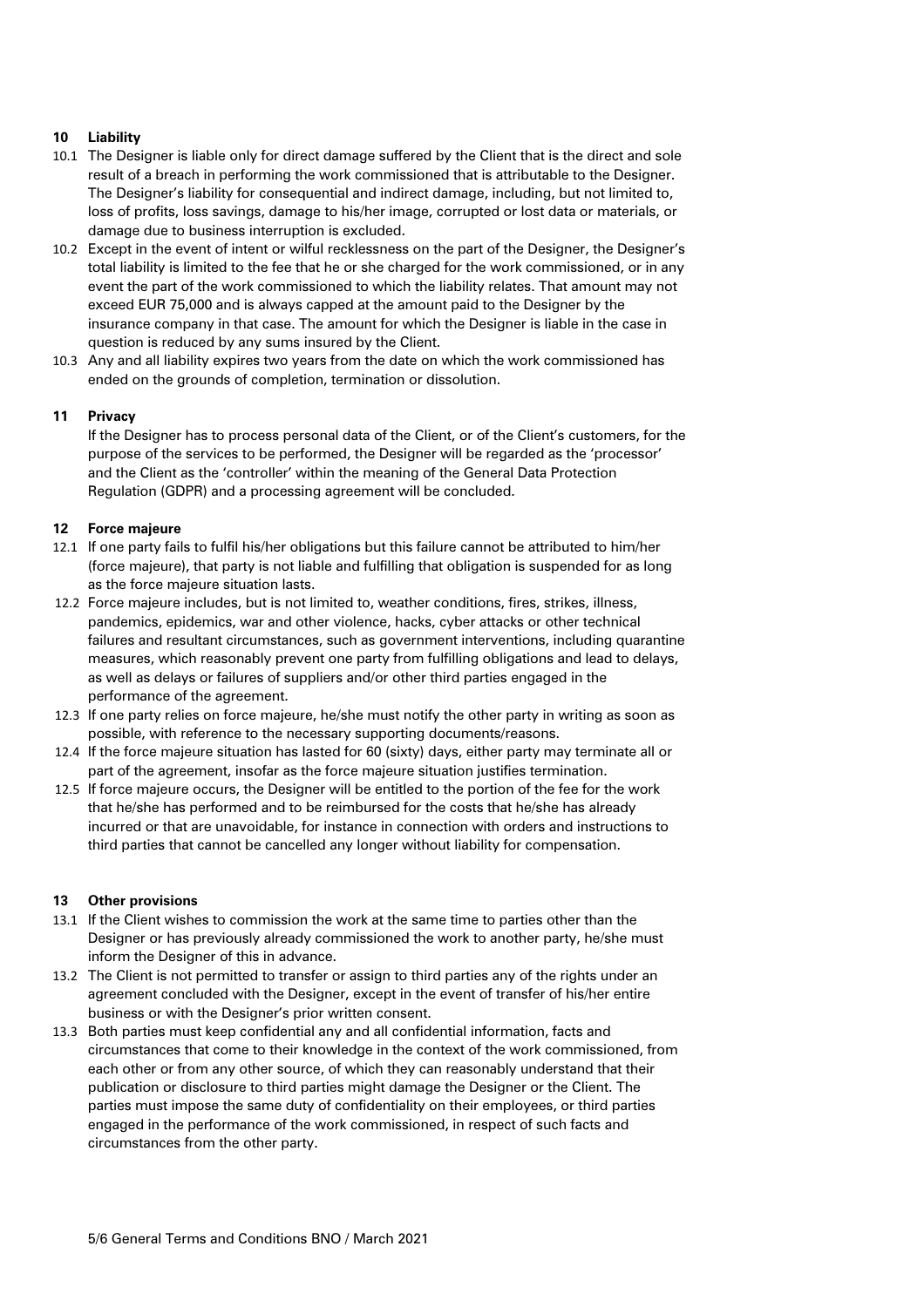## 10 Liability

10.1 The Designer is liable only for direct damage suffered by the Client that is the direct and sole result of a breach in performing the work commissioned that is attributable to the Designer. The Designer's liability for consequential and indirect damage, including, but not limited to, loss of profits, loss savings, damage to his/her image, corrupted or lost data or materials, or damage due to business interruption is excluded.

10.2 Except in the event of intent or wilful recklessness on the part of the Designer, the Designer's total liability is limited to the fee that he or she charged for the work commissioned, or in any event the part of the work commissioned to which the liability relates. That amount may not exceed EUR 75,000 and is always capped at the amount paid to the Designer by the insurance company in that case. The amount for which the Designer is liable in the case in question is reduced by any sums insured by the Client.

10.3 Any and all liability expires two years from the date on which the work commissioned has ended on the grounds of completion, termination or dissolution.

## 11 Privacy

If the Designer has to process personal data of the Client, or of the Client's customers, for the purpose of the services to be performed, the Designer will be regarded as the 'processor' and the Client as the 'controller' within the meaning of the General Data Protection Regulation (GDPR) and a processing agreement will be concluded.

## 12 Force majeure

12.1 If one party fails to fulfil his/her obligations but this failure cannot be attributed to him/her (force majeure), that party is not liable and fulfilling that obligation is suspended for as long as the force majeure situation lasts.

12.2 Force majeure includes, but is not limited to, weather conditions, fires, strikes, illness, pandemics, epidemics, war and other violence, hacks, cyber attacks or other technical failures and resultant circumstances, such as government interventions, including quarantine measures, which reasonably prevent one party from fulfilling obligations and lead to delays, as well as delays or failures of suppliers and/or other third parties engaged in the performance of the agreement.

12.3 If one party relies on force majeure, he/she must notify the other party in writing as soon as possible, with reference to the necessary supporting documents/reasons.

12.4 If the force majeure situation has lasted for 60 (sixty) days, either party may terminate all or part of the agreement, insofar as the force majeure situation justifies termination.

12.5 If force majeure occurs, the Designer will be entitled to the portion of the fee for the work that he/she has performed and to be reimbursed for the costs that he/she has already incurred or that are unavoidable, for instance in connection with orders and instructions to third parties that cannot be cancelled any longer without liability for compensation.

## 13 Other provisions

13.1 If the Client wishes to commission the work at the same time to parties other than the Designer or has previously already commissioned the work to another party, he/she must inform the Designer of this in advance.

13.2 The Client is not permitted to transfer or assign to third parties any of the rights under an agreement concluded with the Designer, except in the event of transfer of his/her entire business or with the Designer's prior written consent.

13.3 Both parties must keep confidential any and all confidential information, facts and circumstances that come to their knowledge in the context of the work commissioned, from each other or from any other source, of which they can reasonably understand that their publication or disclosure to third parties might damage the Designer or the Client. The parties must impose the same duty of confidentiality on their employees, or third parties engaged in the performance of the work commissioned, in respect of such facts and circumstances from the other party.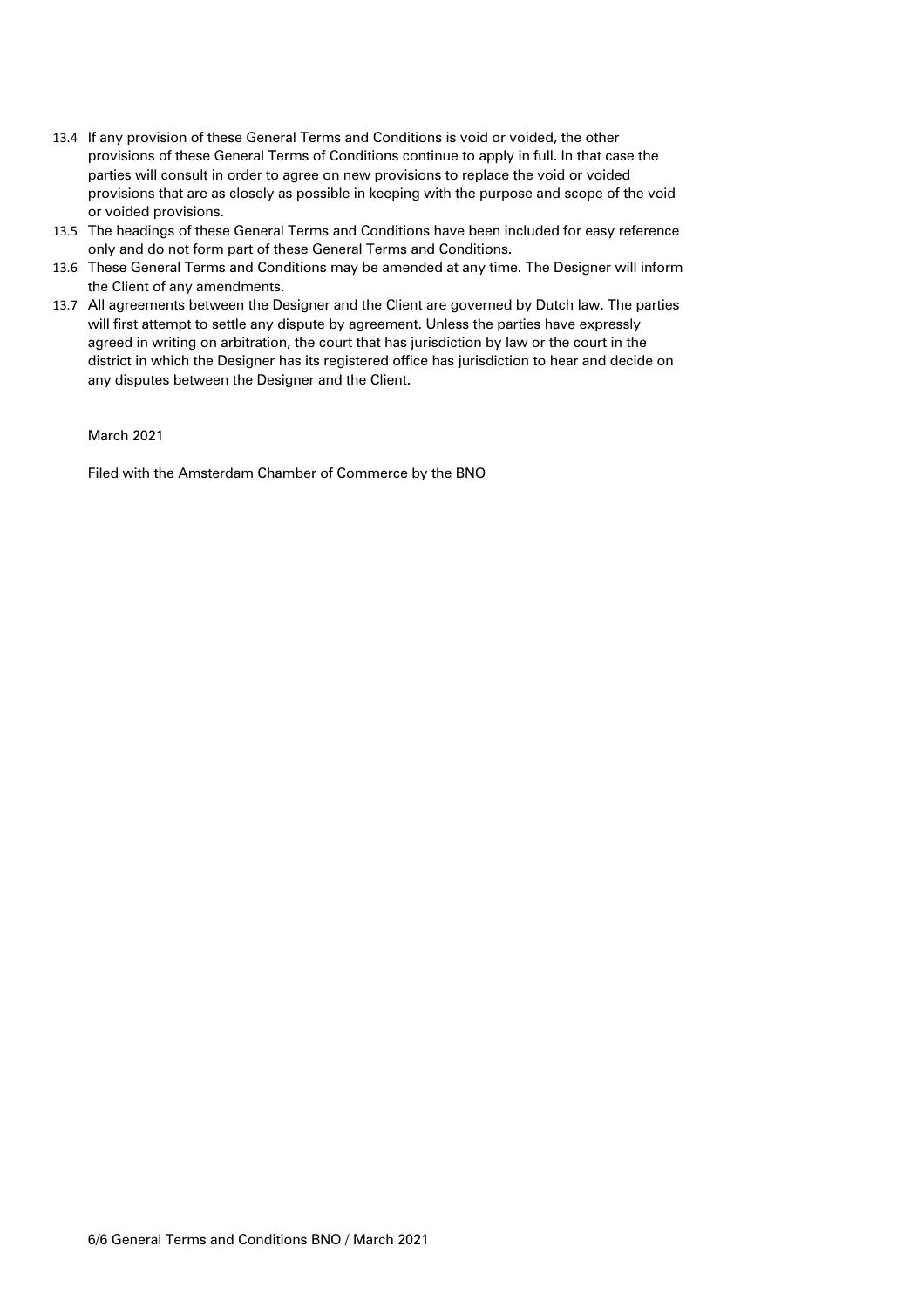13.4 If any provision of these General Terms and Conditions is void or voided, the other provisions of these General Terms of Conditions continue to apply in full. In that case the parties will consult in order to agree on new provisions to replace the void or voided provisions that are as closely as possible in keeping with the purpose and scope of the void or voided provisions.

13.5 The headings of these General Terms and Conditions have been included for easy reference only and do not form part of these General Terms and Conditions.

13.6 These General Terms and Conditions may be amended at any time. The Designer will inform the Client of any amendments.

13.7 All agreements between the Designer and the Client are governed by Dutch law. The parties will first attempt to settle any dispute by agreement. Unless the parties have expressly agreed in writing on arbitration, the court that has jurisdiction by law or the court in the district in which the Designer has its registered office has jurisdiction to hear and decide on any disputes between the Designer and the Client.

March 2021

Filed with the Amsterdam Chamber of Commerce by the BNO